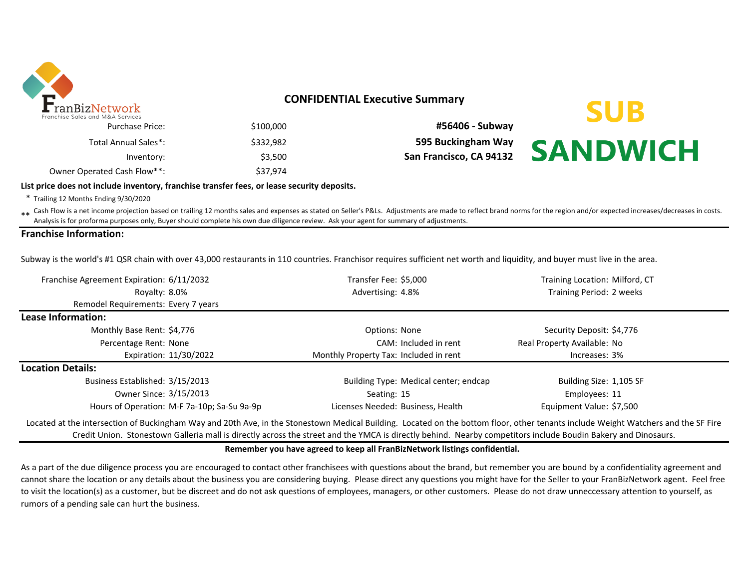FranBizNetwork
Franchise Sales and M&A Services

## CONFIDENTIAL Executive Summary

| | |
|---|---|
| Purchase Price: | $100,000 |
| Total Annual Sales*: | $332,982 |
| Inventory: | $3,500 |
| Owner Operated Cash Flow**: | $37,974 |

**#56406 - Subway**
**595 Buckingham Way**
**San Francisco, CA 94132**

**SUB SANDWICH**

**List price does not include inventory, franchise transfer fees, or lease security deposits.**

\* Trailing 12 Months Ending 9/30/2020

\*\* Cash Flow is a net income projection based on trailing 12 months sales and expenses as stated on Seller's P&Ls. Adjustments are made to reflect brand norms for the region and/or expected increases/decreases in costs. Analysis is for proforma purposes only, Buyer should complete his own due diligence review. Ask your agent for summary of adjustments.

### Franchise Information:

Subway is the world's #1 QSR chain with over 43,000 restaurants in 110 countries. Franchisor requires sufficient net worth and liquidity, and buyer must live in the area.

| | | | | | |
|---|---|---|---|---|---|
| Franchise Agreement Expiration: | 6/11/2032 | Transfer Fee: | $5,000 | Training Location: | Milford, CT |
| Royalty: | 8.0% | Advertising: | 4.8% | Training Period: | 2 weeks |
| Remodel Requirements: | Every 7 years | | | | |

### Lease Information:

| | | | | | |
|---|---|---|---|---|---|
| Monthly Base Rent: | $4,776 | Options: | None | Security Deposit: | $4,776 |
| Percentage Rent: | None | CAM: | Included in rent | Real Property Available: | No |
| Expiration: | 11/30/2022 | Monthly Property Tax: | Included in rent | Increases: | 3% |

### Location Details:

| | | | | | |
|---|---|---|---|---|---|
| Business Established: | 3/15/2013 | Building Type: | Medical center; endcap | Building Size: | 1,105 SF |
| Owner Since: | 3/15/2013 | Seating: | 15 | Employees: | 11 |
| Hours of Operation: | M-F 7a-10p; Sa-Su 9a-9p | Licenses Needed: | Business, Health | Equipment Value: | $7,500 |

Located at the intersection of Buckingham Way and 20th Ave, in the Stonestown Medical Building. Located on the bottom floor, other tenants include Weight Watchers and the SF Fire Credit Union. Stonestown Galleria mall is directly across the street and the YMCA is directly behind. Nearby competitors include Boudin Bakery and Dinosaurs.

**Remember you have agreed to keep all FranBizNetwork listings confidential.**

As a part of the due diligence process you are encouraged to contact other franchisees with questions about the brand, but remember you are bound by a confidentiality agreement and cannot share the location or any details about the business you are considering buying. Please direct any questions you might have for the Seller to your FranBizNetwork agent. Feel free to visit the location(s) as a customer, but be discreet and do not ask questions of employees, managers, or other customers. Please do not draw unneccessary attention to yourself, as rumors of a pending sale can hurt the business.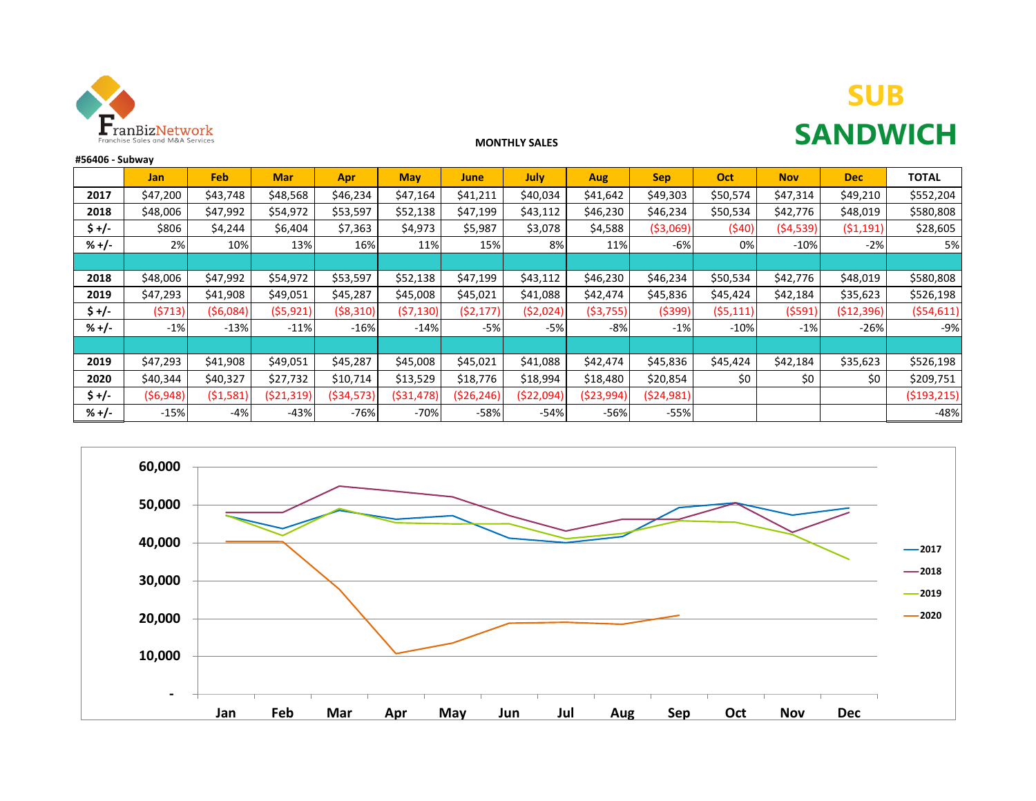FranBizNetwork
Franchise Sales and M&A Services

**MONTHLY SALES**

# SUB SANDWICH

**#56406 - Subway**

| | Jan | Feb | Mar | Apr | May | June | July | Aug | Sep | Oct | Nov | Dec | TOTAL |
|---|---|---|---|---|---|---|---|---|---|---|---|---|---|
| **2017** | $47,200 | $43,748 | $48,568 | $46,234 | $47,164 | $41,211 | $40,034 | $41,642 | $49,303 | $50,574 | $47,314 | $49,210 | $552,204 |
| **2018** | $48,006 | $47,992 | $54,972 | $53,597 | $52,138 | $47,199 | $43,112 | $46,230 | $46,234 | $50,534 | $42,776 | $48,019 | $580,808 |
| **$ +/-** | $806 | $4,244 | $6,404 | $7,363 | $4,973 | $5,987 | $3,078 | $4,588 | ($3,069) | ($40) | ($4,539) | ($1,191) | $28,605 |
| **% +/-** | 2% | 10% | 13% | 16% | 11% | 15% | 8% | 11% | -6% | 0% | -10% | -2% | 5% |
| | | | | | | | | | | | | | |
| **2018** | $48,006 | $47,992 | $54,972 | $53,597 | $52,138 | $47,199 | $43,112 | $46,230 | $46,234 | $50,534 | $42,776 | $48,019 | $580,808 |
| **2019** | $47,293 | $41,908 | $49,051 | $45,287 | $45,008 | $45,021 | $41,088 | $42,474 | $45,836 | $45,424 | $42,184 | $35,623 | $526,198 |
| **$ +/-** | ($713) | ($6,084) | ($5,921) | ($8,310) | ($7,130) | ($2,177) | ($2,024) | ($3,755) | ($399) | ($5,111) | ($591) | ($12,396) | ($54,611) |
| **% +/-** | -1% | -13% | -11% | -16% | -14% | -5% | -5% | -8% | -1% | -10% | -1% | -26% | -9% |
| | | | | | | | | | | | | | |
| **2019** | $47,293 | $41,908 | $49,051 | $45,287 | $45,008 | $45,021 | $41,088 | $42,474 | $45,836 | $45,424 | $42,184 | $35,623 | $526,198 |
| **2020** | $40,344 | $40,327 | $27,732 | $10,714 | $13,529 | $18,776 | $18,994 | $18,480 | $20,854 | $0 | $0 | $0 | $209,751 |
| **$ +/-** | ($6,948) | ($1,581) | ($21,319) | ($34,573) | ($31,478) | ($26,246) | ($22,094) | ($23,994) | ($24,981) | | | | ($193,215) |
| **% +/-** | -15% | -4% | -43% | -76% | -70% | -58% | -54% | -56% | -55% | | | | -48% |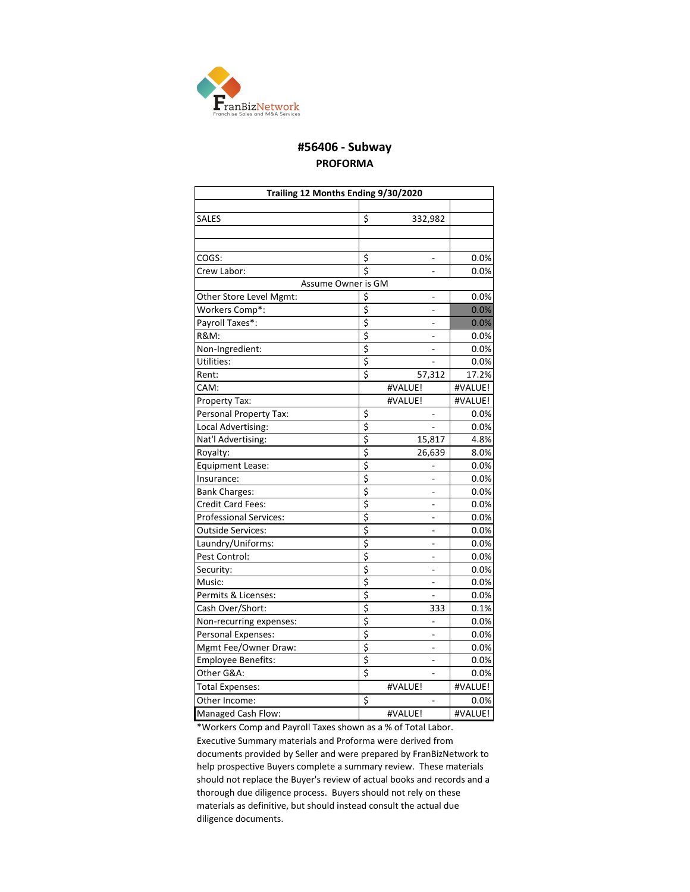FranBizNetwork
Franchise Sales and M&A Services

## #56406 - Subway

### PROFORMA

| Trailing 12 Months Ending 9/30/2020 | | |
|---|---|---|
| | | |
| SALES | $ 332,982 | |
| | | |
| | | |
| COGS: | $ - | 0.0% |
| Crew Labor: | $ - | 0.0% |
| Assume Owner is GM | | |
| Other Store Level Mgmt: | $ - | 0.0% |
| Workers Comp*: | $ - | 0.0% |
| Payroll Taxes*: | $ - | 0.0% |
| R&M: | $ - | 0.0% |
| Non-Ingredient: | $ - | 0.0% |
| Utilities: | $ - | 0.0% |
| Rent: | $ 57,312 | 17.2% |
| CAM: | #VALUE! | #VALUE! |
| Property Tax: | #VALUE! | #VALUE! |
| Personal Property Tax: | $ - | 0.0% |
| Local Advertising: | $ - | 0.0% |
| Nat'l Advertising: | $ 15,817 | 4.8% |
| Royalty: | $ 26,639 | 8.0% |
| Equipment Lease: | $ - | 0.0% |
| Insurance: | $ - | 0.0% |
| Bank Charges: | $ - | 0.0% |
| Credit Card Fees: | $ - | 0.0% |
| Professional Services: | $ - | 0.0% |
| Outside Services: | $ - | 0.0% |
| Laundry/Uniforms: | $ - | 0.0% |
| Pest Control: | $ - | 0.0% |
| Security: | $ - | 0.0% |
| Music: | $ - | 0.0% |
| Permits & Licenses: | $ - | 0.0% |
| Cash Over/Short: | $ 333 | 0.1% |
| Non-recurring expenses: | $ - | 0.0% |
| Personal Expenses: | $ - | 0.0% |
| Mgmt Fee/Owner Draw: | $ - | 0.0% |
| Employee Benefits: | $ - | 0.0% |
| Other G&A: | $ - | 0.0% |
| Total Expenses: | #VALUE! | #VALUE! |
| Other Income: | $ - | 0.0% |
| Managed Cash Flow: | #VALUE! | #VALUE! |

*Workers Comp and Payroll Taxes shown as a % of Total Labor.

Executive Summary materials and Proforma were derived from documents provided by Seller and were prepared by FranBizNetwork to help prospective Buyers complete a summary review. These materials should not replace the Buyer's review of actual books and records and a thorough due diligence process. Buyers should not rely on these materials as definitive, but should instead consult the actual due diligence documents.